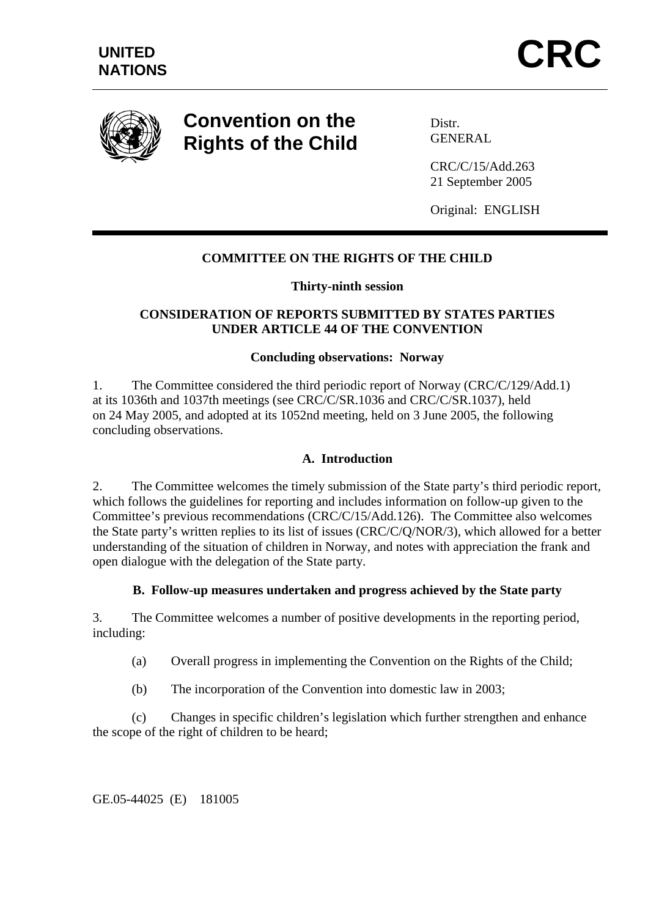UNITED NATIONS

# CRC

**Convention on the Rights of the Child**

Distr.
GENERAL

CRC/C/15/Add.263
21 September 2005

Original: ENGLISH

**COMMITTEE ON THE RIGHTS OF THE CHILD**

**Thirty-ninth session**

**CONSIDERATION OF REPORTS SUBMITTED BY STATES PARTIES UNDER ARTICLE 44 OF THE CONVENTION**

**Concluding observations: Norway**

1. The Committee considered the third periodic report of Norway (CRC/C/129/Add.1) at its 1036th and 1037th meetings (see CRC/C/SR.1036 and CRC/C/SR.1037), held on 24 May 2005, and adopted at its 1052nd meeting, held on 3 June 2005, the following concluding observations.

## A. Introduction

2. The Committee welcomes the timely submission of the State party's third periodic report, which follows the guidelines for reporting and includes information on follow-up given to the Committee's previous recommendations (CRC/C/15/Add.126). The Committee also welcomes the State party's written replies to its list of issues (CRC/C/Q/NOR/3), which allowed for a better understanding of the situation of children in Norway, and notes with appreciation the frank and open dialogue with the delegation of the State party.

## B. Follow-up measures undertaken and progress achieved by the State party

3. The Committee welcomes a number of positive developments in the reporting period, including:

(a) Overall progress in implementing the Convention on the Rights of the Child;

(b) The incorporation of the Convention into domestic law in 2003;

(c) Changes in specific children's legislation which further strengthen and enhance the scope of the right of children to be heard;

GE.05-44025 (E) 181005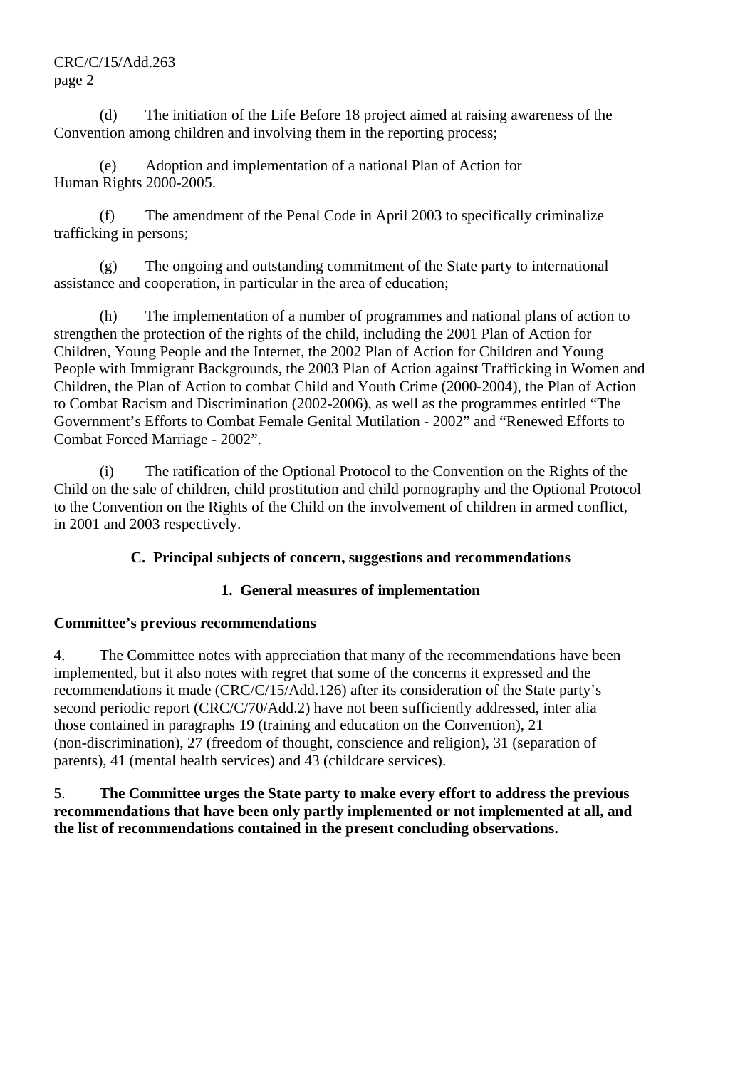(d) The initiation of the Life Before 18 project aimed at raising awareness of the Convention among children and involving them in the reporting process;

(e) Adoption and implementation of a national Plan of Action for Human Rights 2000-2005.

(f) The amendment of the Penal Code in April 2003 to specifically criminalize trafficking in persons;

(g) The ongoing and outstanding commitment of the State party to international assistance and cooperation, in particular in the area of education;

(h) The implementation of a number of programmes and national plans of action to strengthen the protection of the rights of the child, including the 2001 Plan of Action for Children, Young People and the Internet, the 2002 Plan of Action for Children and Young People with Immigrant Backgrounds, the 2003 Plan of Action against Trafficking in Women and Children, the Plan of Action to combat Child and Youth Crime (2000-2004), the Plan of Action to Combat Racism and Discrimination (2002-2006), as well as the programmes entitled "The Government's Efforts to Combat Female Genital Mutilation - 2002" and "Renewed Efforts to Combat Forced Marriage - 2002".

(i) The ratification of the Optional Protocol to the Convention on the Rights of the Child on the sale of children, child prostitution and child pornography and the Optional Protocol to the Convention on the Rights of the Child on the involvement of children in armed conflict, in 2001 and 2003 respectively.

## C. Principal subjects of concern, suggestions and recommendations

### 1. General measures of implementation

**Committee's previous recommendations**

4. The Committee notes with appreciation that many of the recommendations have been implemented, but it also notes with regret that some of the concerns it expressed and the recommendations it made (CRC/C/15/Add.126) after its consideration of the State party's second periodic report (CRC/C/70/Add.2) have not been sufficiently addressed, inter alia those contained in paragraphs 19 (training and education on the Convention), 21 (non-discrimination), 27 (freedom of thought, conscience and religion), 31 (separation of parents), 41 (mental health services) and 43 (childcare services).

5. **The Committee urges the State party to make every effort to address the previous recommendations that have been only partly implemented or not implemented at all, and the list of recommendations contained in the present concluding observations.**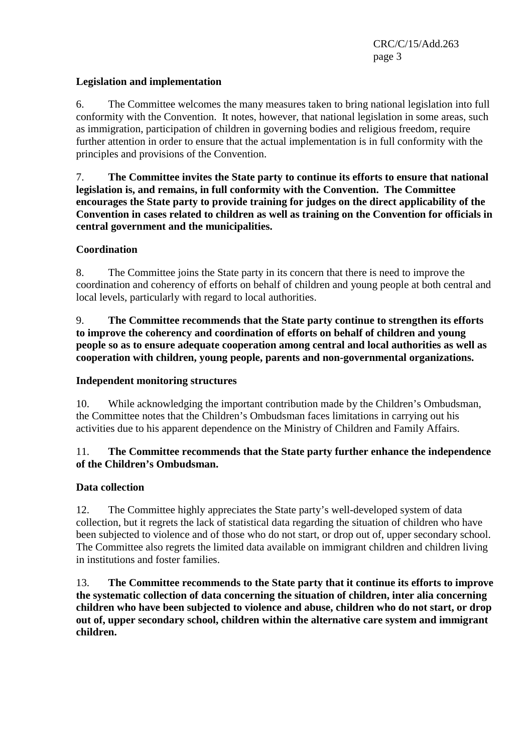**Legislation and implementation**

6. The Committee welcomes the many measures taken to bring national legislation into full conformity with the Convention. It notes, however, that national legislation in some areas, such as immigration, participation of children in governing bodies and religious freedom, require further attention in order to ensure that the actual implementation is in full conformity with the principles and provisions of the Convention.

7. **The Committee invites the State party to continue its efforts to ensure that national legislation is, and remains, in full conformity with the Convention. The Committee encourages the State party to provide training for judges on the direct applicability of the Convention in cases related to children as well as training on the Convention for officials in central government and the municipalities.**

**Coordination**

8. The Committee joins the State party in its concern that there is need to improve the coordination and coherency of efforts on behalf of children and young people at both central and local levels, particularly with regard to local authorities.

9. **The Committee recommends that the State party continue to strengthen its efforts to improve the coherency and coordination of efforts on behalf of children and young people so as to ensure adequate cooperation among central and local authorities as well as cooperation with children, young people, parents and non-governmental organizations.**

**Independent monitoring structures**

10. While acknowledging the important contribution made by the Children's Ombudsman, the Committee notes that the Children's Ombudsman faces limitations in carrying out his activities due to his apparent dependence on the Ministry of Children and Family Affairs.

11. **The Committee recommends that the State party further enhance the independence of the Children's Ombudsman.**

**Data collection**

12. The Committee highly appreciates the State party's well-developed system of data collection, but it regrets the lack of statistical data regarding the situation of children who have been subjected to violence and of those who do not start, or drop out of, upper secondary school. The Committee also regrets the limited data available on immigrant children and children living in institutions and foster families.

13. **The Committee recommends to the State party that it continue its efforts to improve the systematic collection of data concerning the situation of children, inter alia concerning children who have been subjected to violence and abuse, children who do not start, or drop out of, upper secondary school, children within the alternative care system and immigrant children.**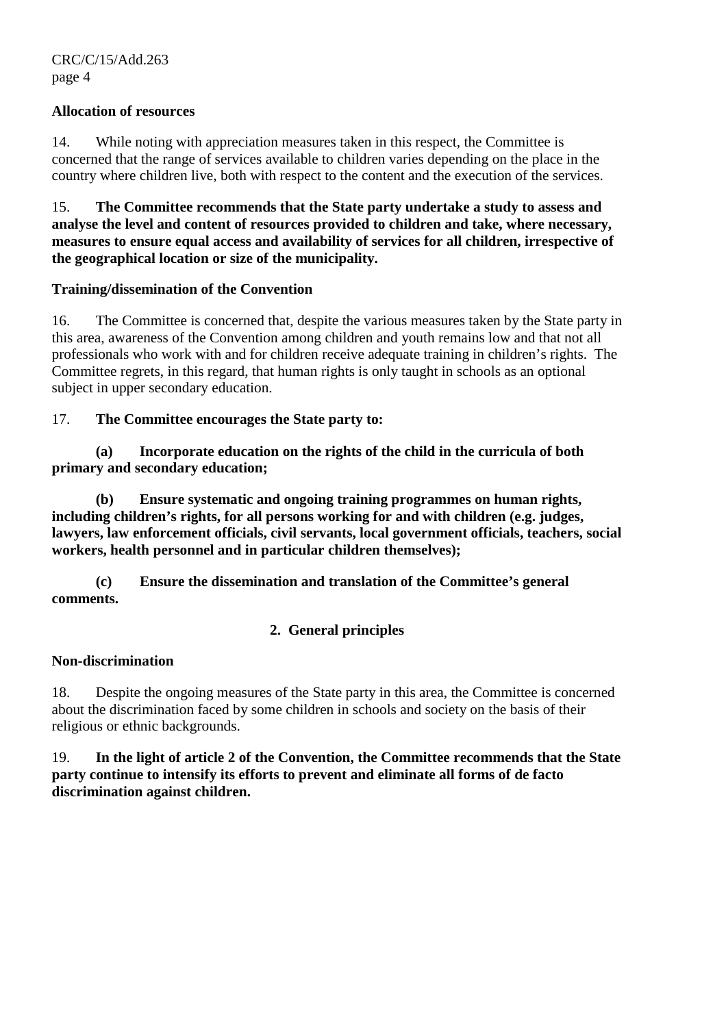**Allocation of resources**

14. While noting with appreciation measures taken in this respect, the Committee is concerned that the range of services available to children varies depending on the place in the country where children live, both with respect to the content and the execution of the services.

15. **The Committee recommends that the State party undertake a study to assess and analyse the level and content of resources provided to children and take, where necessary, measures to ensure equal access and availability of services for all children, irrespective of the geographical location or size of the municipality.**

**Training/dissemination of the Convention**

16. The Committee is concerned that, despite the various measures taken by the State party in this area, awareness of the Convention among children and youth remains low and that not all professionals who work with and for children receive adequate training in children's rights. The Committee regrets, in this regard, that human rights is only taught in schools as an optional subject in upper secondary education.

17. **The Committee encourages the State party to:**

**(a) Incorporate education on the rights of the child in the curricula of both primary and secondary education;**

**(b) Ensure systematic and ongoing training programmes on human rights, including children's rights, for all persons working for and with children (e.g. judges, lawyers, law enforcement officials, civil servants, local government officials, teachers, social workers, health personnel and in particular children themselves);**

**(c) Ensure the dissemination and translation of the Committee's general comments.**

## 2. General principles

**Non-discrimination**

18. Despite the ongoing measures of the State party in this area, the Committee is concerned about the discrimination faced by some children in schools and society on the basis of their religious or ethnic backgrounds.

19. **In the light of article 2 of the Convention, the Committee recommends that the State party continue to intensify its efforts to prevent and eliminate all forms of de facto discrimination against children.**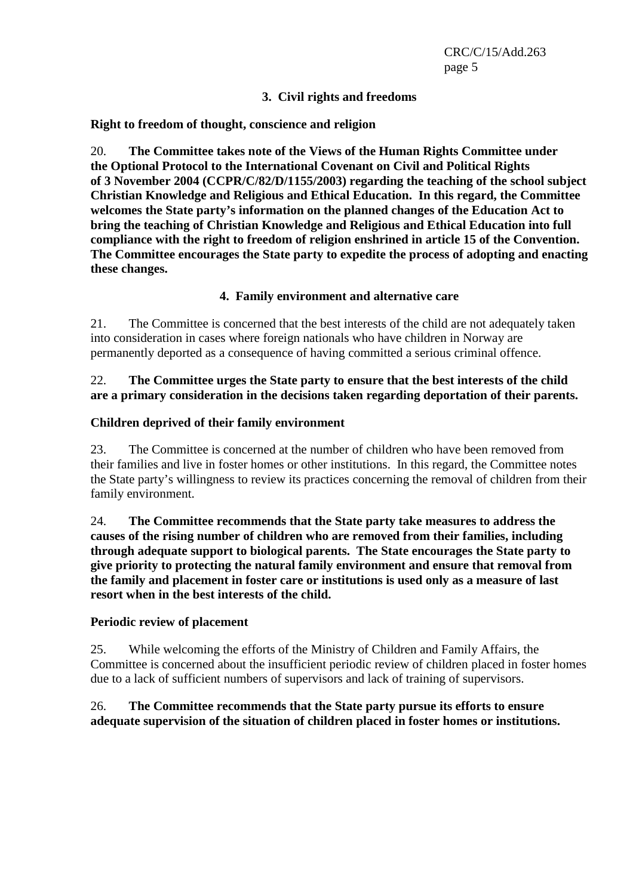### 3. Civil rights and freedoms

**Right to freedom of thought, conscience and religion**

20. **The Committee takes note of the Views of the Human Rights Committee under the Optional Protocol to the International Covenant on Civil and Political Rights of 3 November 2004 (CCPR/C/82/D/1155/2003) regarding the teaching of the school subject Christian Knowledge and Religious and Ethical Education. In this regard, the Committee welcomes the State party's information on the planned changes of the Education Act to bring the teaching of Christian Knowledge and Religious and Ethical Education into full compliance with the right to freedom of religion enshrined in article 15 of the Convention. The Committee encourages the State party to expedite the process of adopting and enacting these changes.**

### 4. Family environment and alternative care

21. The Committee is concerned that the best interests of the child are not adequately taken into consideration in cases where foreign nationals who have children in Norway are permanently deported as a consequence of having committed a serious criminal offence.

22. **The Committee urges the State party to ensure that the best interests of the child are a primary consideration in the decisions taken regarding deportation of their parents.**

**Children deprived of their family environment**

23. The Committee is concerned at the number of children who have been removed from their families and live in foster homes or other institutions. In this regard, the Committee notes the State party's willingness to review its practices concerning the removal of children from their family environment.

24. **The Committee recommends that the State party take measures to address the causes of the rising number of children who are removed from their families, including through adequate support to biological parents. The State encourages the State party to give priority to protecting the natural family environment and ensure that removal from the family and placement in foster care or institutions is used only as a measure of last resort when in the best interests of the child.**

**Periodic review of placement**

25. While welcoming the efforts of the Ministry of Children and Family Affairs, the Committee is concerned about the insufficient periodic review of children placed in foster homes due to a lack of sufficient numbers of supervisors and lack of training of supervisors.

26. **The Committee recommends that the State party pursue its efforts to ensure adequate supervision of the situation of children placed in foster homes or institutions.**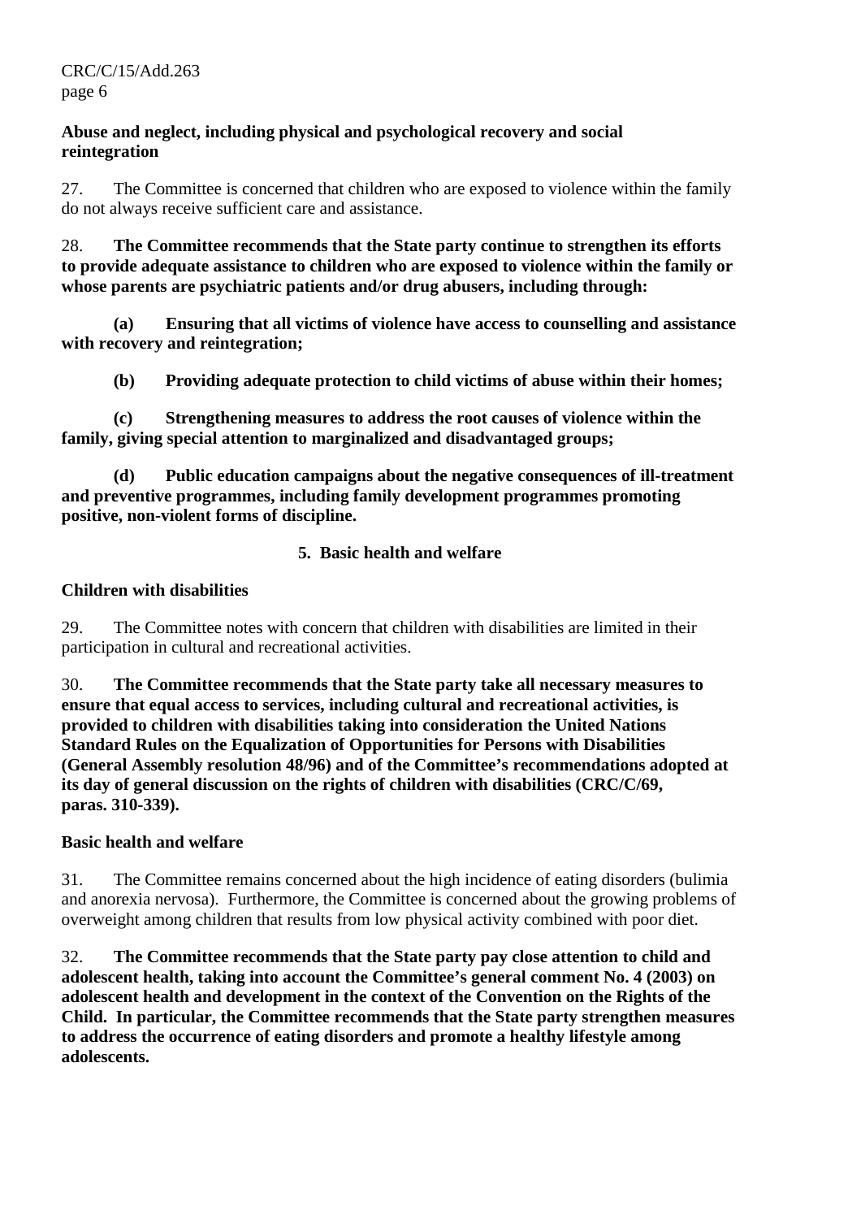**Abuse and neglect, including physical and psychological recovery and social reintegration**

27. The Committee is concerned that children who are exposed to violence within the family do not always receive sufficient care and assistance.

28. **The Committee recommends that the State party continue to strengthen its efforts to provide adequate assistance to children who are exposed to violence within the family or whose parents are psychiatric patients and/or drug abusers, including through:**

**(a) Ensuring that all victims of violence have access to counselling and assistance with recovery and reintegration;**

**(b) Providing adequate protection to child victims of abuse within their homes;**

**(c) Strengthening measures to address the root causes of violence within the family, giving special attention to marginalized and disadvantaged groups;**

**(d) Public education campaigns about the negative consequences of ill-treatment and preventive programmes, including family development programmes promoting positive, non-violent forms of discipline.**

### 5. Basic health and welfare

**Children with disabilities**

29. The Committee notes with concern that children with disabilities are limited in their participation in cultural and recreational activities.

30. **The Committee recommends that the State party take all necessary measures to ensure that equal access to services, including cultural and recreational activities, is provided to children with disabilities taking into consideration the United Nations Standard Rules on the Equalization of Opportunities for Persons with Disabilities (General Assembly resolution 48/96) and of the Committee's recommendations adopted at its day of general discussion on the rights of children with disabilities (CRC/C/69, paras. 310-339).**

**Basic health and welfare**

31. The Committee remains concerned about the high incidence of eating disorders (bulimia and anorexia nervosa). Furthermore, the Committee is concerned about the growing problems of overweight among children that results from low physical activity combined with poor diet.

32. **The Committee recommends that the State party pay close attention to child and adolescent health, taking into account the Committee's general comment No. 4 (2003) on adolescent health and development in the context of the Convention on the Rights of the Child. In particular, the Committee recommends that the State party strengthen measures to address the occurrence of eating disorders and promote a healthy lifestyle among adolescents.**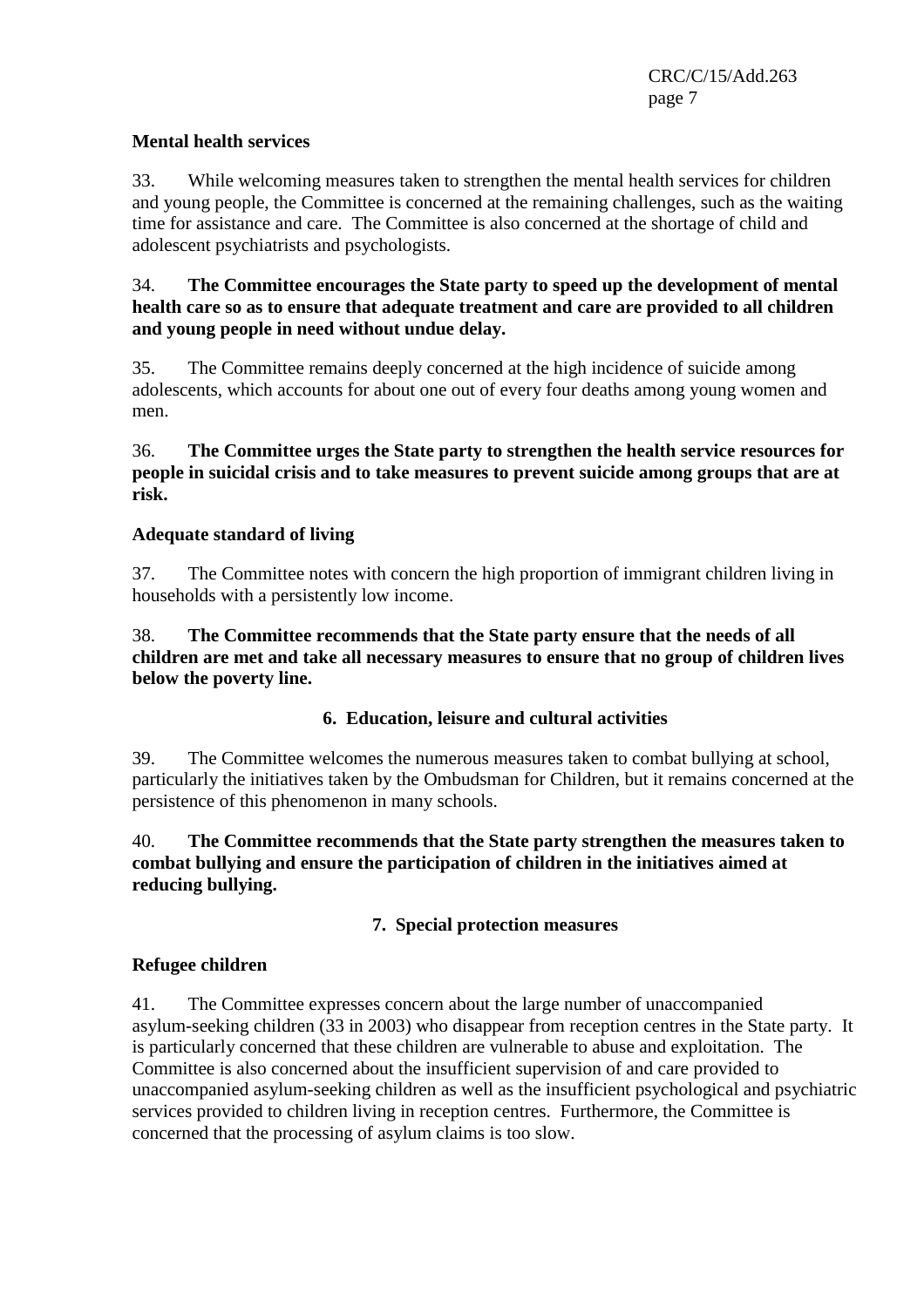### Mental health services

33. While welcoming measures taken to strengthen the mental health services for children and young people, the Committee is concerned at the remaining challenges, such as the waiting time for assistance and care. The Committee is also concerned at the shortage of child and adolescent psychiatrists and psychologists.

34. **The Committee encourages the State party to speed up the development of mental health care so as to ensure that adequate treatment and care are provided to all children and young people in need without undue delay.**

35. The Committee remains deeply concerned at the high incidence of suicide among adolescents, which accounts for about one out of every four deaths among young women and men.

36. **The Committee urges the State party to strengthen the health service resources for people in suicidal crisis and to take measures to prevent suicide among groups that are at risk.**

### Adequate standard of living

37. The Committee notes with concern the high proportion of immigrant children living in households with a persistently low income.

38. **The Committee recommends that the State party ensure that the needs of all children are met and take all necessary measures to ensure that no group of children lives below the poverty line.**

## 6. Education, leisure and cultural activities

39. The Committee welcomes the numerous measures taken to combat bullying at school, particularly the initiatives taken by the Ombudsman for Children, but it remains concerned at the persistence of this phenomenon in many schools.

40. **The Committee recommends that the State party strengthen the measures taken to combat bullying and ensure the participation of children in the initiatives aimed at reducing bullying.**

## 7. Special protection measures

### Refugee children

41. The Committee expresses concern about the large number of unaccompanied asylum-seeking children (33 in 2003) who disappear from reception centres in the State party. It is particularly concerned that these children are vulnerable to abuse and exploitation. The Committee is also concerned about the insufficient supervision of and care provided to unaccompanied asylum-seeking children as well as the insufficient psychological and psychiatric services provided to children living in reception centres. Furthermore, the Committee is concerned that the processing of asylum claims is too slow.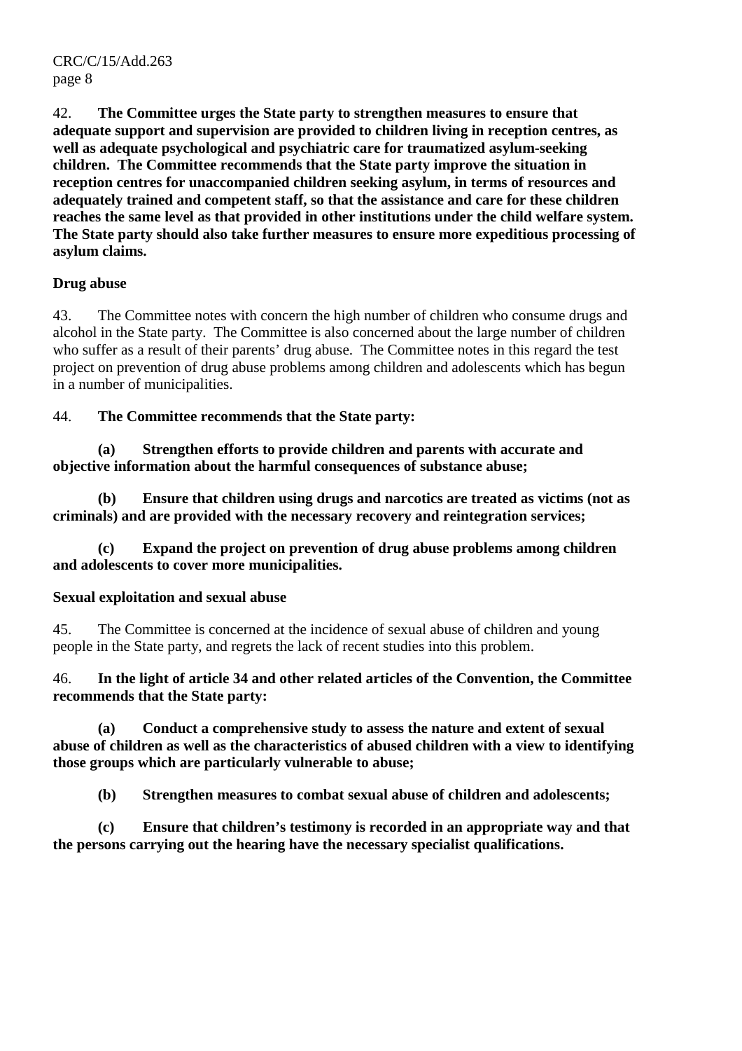42. **The Committee urges the State party to strengthen measures to ensure that adequate support and supervision are provided to children living in reception centres, as well as adequate psychological and psychiatric care for traumatized asylum-seeking children. The Committee recommends that the State party improve the situation in reception centres for unaccompanied children seeking asylum, in terms of resources and adequately trained and competent staff, so that the assistance and care for these children reaches the same level as that provided in other institutions under the child welfare system. The State party should also take further measures to ensure more expeditious processing of asylum claims.**

**Drug abuse**

43. The Committee notes with concern the high number of children who consume drugs and alcohol in the State party. The Committee is also concerned about the large number of children who suffer as a result of their parents' drug abuse. The Committee notes in this regard the test project on prevention of drug abuse problems among children and adolescents which has begun in a number of municipalities.

44. **The Committee recommends that the State party:**

**(a) Strengthen efforts to provide children and parents with accurate and objective information about the harmful consequences of substance abuse;**

**(b) Ensure that children using drugs and narcotics are treated as victims (not as criminals) and are provided with the necessary recovery and reintegration services;**

**(c) Expand the project on prevention of drug abuse problems among children and adolescents to cover more municipalities.**

**Sexual exploitation and sexual abuse**

45. The Committee is concerned at the incidence of sexual abuse of children and young people in the State party, and regrets the lack of recent studies into this problem.

46. **In the light of article 34 and other related articles of the Convention, the Committee recommends that the State party:**

**(a) Conduct a comprehensive study to assess the nature and extent of sexual abuse of children as well as the characteristics of abused children with a view to identifying those groups which are particularly vulnerable to abuse;**

**(b) Strengthen measures to combat sexual abuse of children and adolescents;**

**(c) Ensure that children's testimony is recorded in an appropriate way and that the persons carrying out the hearing have the necessary specialist qualifications.**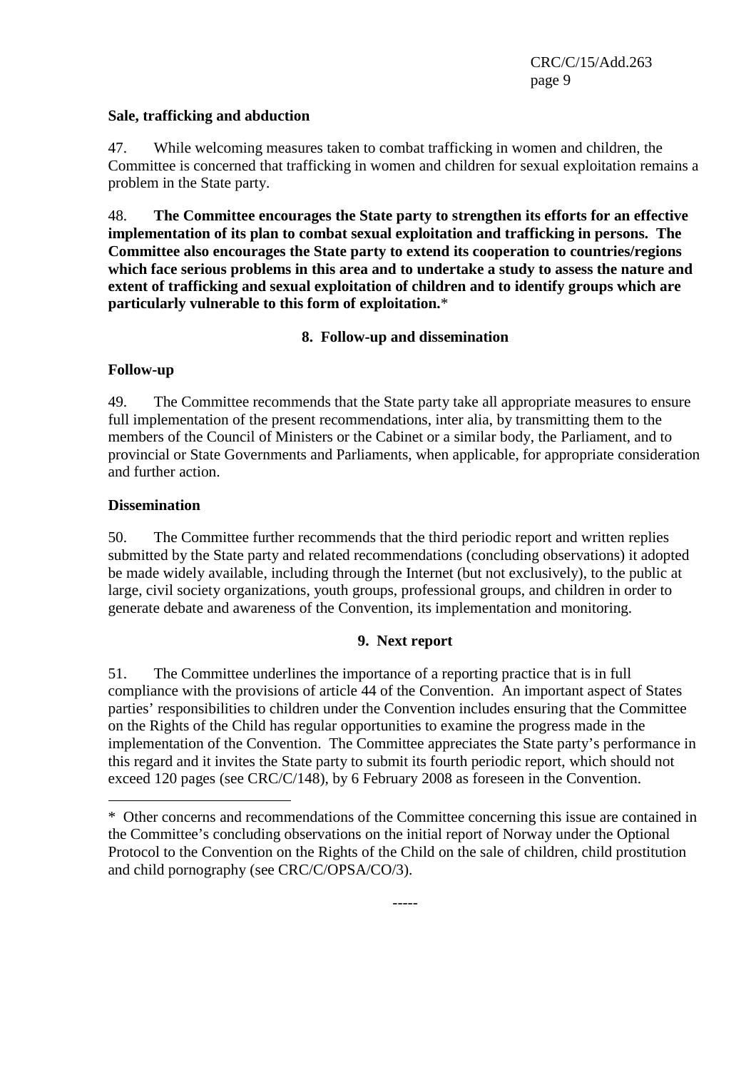**Sale, trafficking and abduction**

47. While welcoming measures taken to combat trafficking in women and children, the Committee is concerned that trafficking in women and children for sexual exploitation remains a problem in the State party.

48. **The Committee encourages the State party to strengthen its efforts for an effective implementation of its plan to combat sexual exploitation and trafficking in persons. The Committee also encourages the State party to extend its cooperation to countries/regions which face serious problems in this area and to undertake a study to assess the nature and extent of trafficking and sexual exploitation of children and to identify groups which are particularly vulnerable to this form of exploitation.***

## 8. Follow-up and dissemination

**Follow-up**

49. The Committee recommends that the State party take all appropriate measures to ensure full implementation of the present recommendations, inter alia, by transmitting them to the members of the Council of Ministers or the Cabinet or a similar body, the Parliament, and to provincial or State Governments and Parliaments, when applicable, for appropriate consideration and further action.

**Dissemination**

50. The Committee further recommends that the third periodic report and written replies submitted by the State party and related recommendations (concluding observations) it adopted be made widely available, including through the Internet (but not exclusively), to the public at large, civil society organizations, youth groups, professional groups, and children in order to generate debate and awareness of the Convention, its implementation and monitoring.

## 9. Next report

51. The Committee underlines the importance of a reporting practice that is in full compliance with the provisions of article 44 of the Convention. An important aspect of States parties' responsibilities to children under the Convention includes ensuring that the Committee on the Rights of the Child has regular opportunities to examine the progress made in the implementation of the Convention. The Committee appreciates the State party's performance in this regard and it invites the State party to submit its fourth periodic report, which should not exceed 120 pages (see CRC/C/148), by 6 February 2008 as foreseen in the Convention.

---

\* Other concerns and recommendations of the Committee concerning this issue are contained in the Committee's concluding observations on the initial report of Norway under the Optional Protocol to the Convention on the Rights of the Child on the sale of children, child prostitution and child pornography (see CRC/C/OPSA/CO/3).

-----